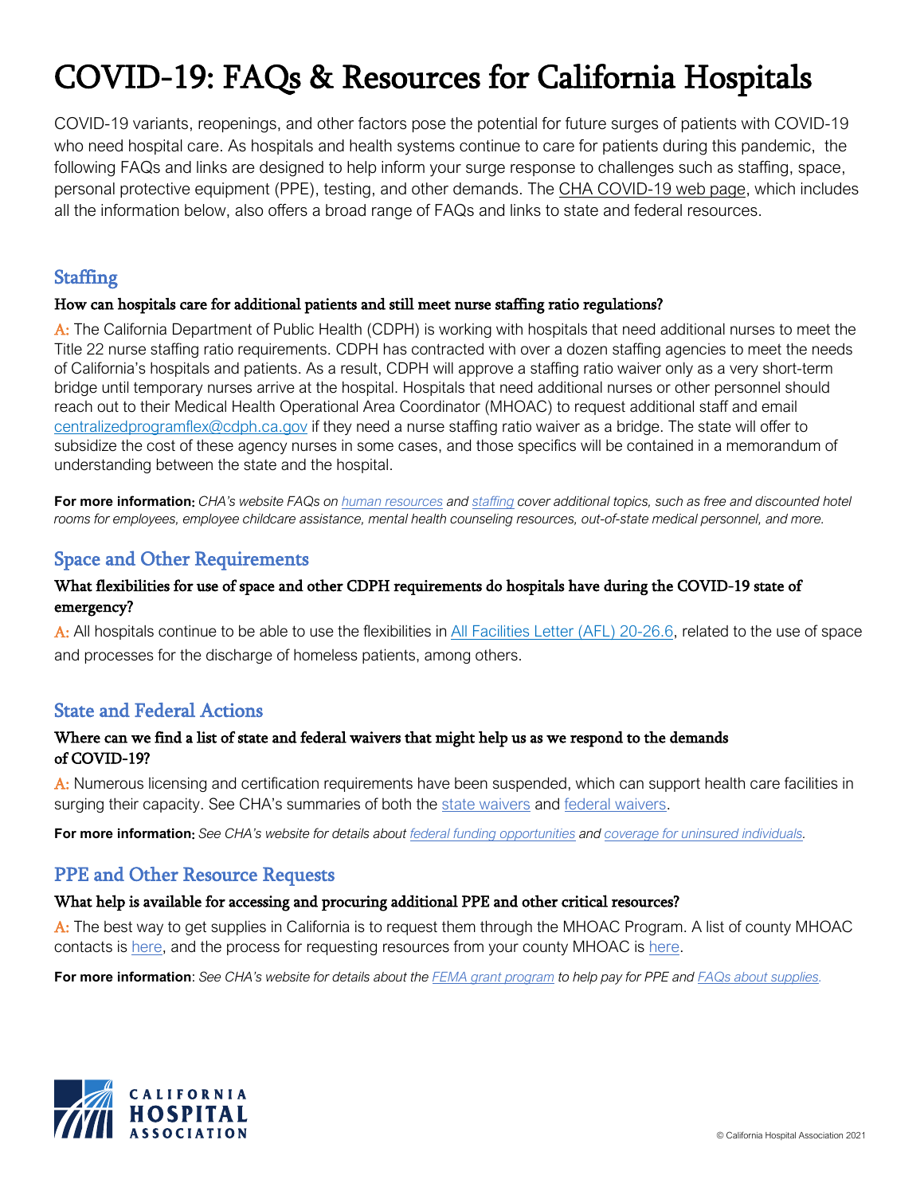# COVID-19: FAQs & Resources for California Hospitals

COVID-19 variants, reopenings, and other factors pose the potential for future surges of patients with COVID-19 who need hospital care. As hospitals and health systems continue to care for patients during this pandemic, the following FAQs and links are designed to help inform your surge response to challenges such as staffing, space, personal protective equipment (PPE), testing, and other demands. The CHA COVID-19 web page, which includes all the information below, also offers a broad range of FAQs and links to state and federal resources.

## Staffing

### How can hospitals care for additional patients and still meet nurse staffing ratio regulations?

A: The California Department of Public Health (CDPH) is working with hospitals that need additional nurses to meet the Title 22 nurse staffing ratio requirements. CDPH has contracted with over a dozen staffing agencies to meet the needs of California's hospitals and patients. As a result, CDPH will approve a staffing ratio waiver only as a very short-term bridge until temporary nurses arrive at the hospital. Hospitals that need additional nurses or other personnel should reach out to their Medical Health Operational Area Coordinator (MHOAC) to request additional staff and email centralizedprogramflex@cdph.ca.gov if they need a nurse staffing ratio waiver as a bridge. The state will offer to subsidize the cost of these agency nurses in some cases, and those specifics will be contained in a memorandum of understanding between the state and the hospital.

**For more information:** *CHA's website FAQs on human resources and staffing cover additional topics, such as free and discounted hotel rooms for employees, employee childcare assistance, mental health counseling resources, out-of-state medical personnel, and more.*

## Space and Other Requirements

### What flexibilities for use of space and other CDPH requirements do hospitals have during the COVID-19 state of emergency?

A: All hospitals continue to be able to use the flexibilities in All Facilities Letter (AFL) 20-26.6, related to the use of space and processes for the discharge of homeless patients, among others.

## State and Federal Actions

### Where can we find a list of state and federal waivers that might help us as we respond to the demands of COVID-19?

A: Numerous licensing and certification requirements have been suspended, which can support health care facilities in surging their capacity. See CHA's summaries of both the state waivers and federal waivers.

**For more information:** *See CHA's website for details about federal funding opportunities and coverage for uninsured individuals.*

## PPE and Other Resource Requests

### What help is available for accessing and procuring additional PPE and other critical resources?

A: The best way to get supplies in California is to request them through the MHOAC Program. A list of county MHOAC contacts is here, and the process for requesting resources from your county MHOAC is here.

**For more information**: *See CHA's website for details about the FEMA grant program to help pay for PPE and FAQs about supplies.*

CALIFORNIA HOSPITAL ASSOCIATION

© California Hospital Association 2021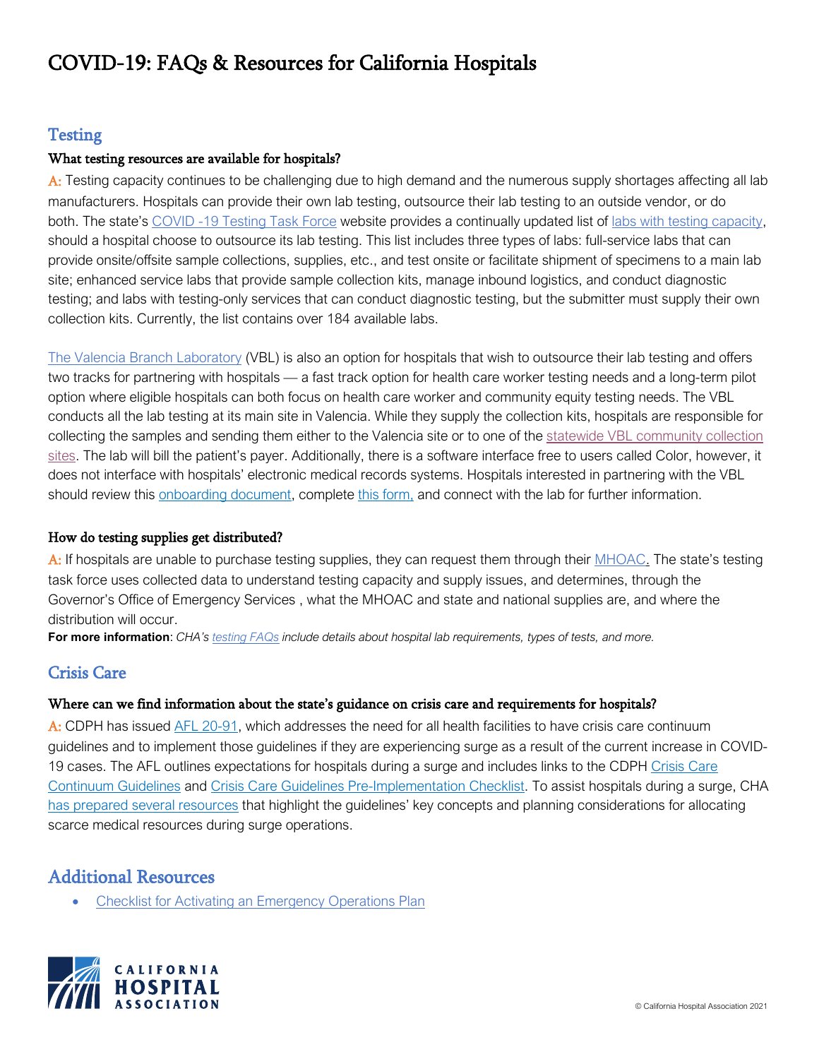# COVID-19: FAQs & Resources for California Hospitals

## Testing

### What testing resources are available for hospitals?

A: Testing capacity continues to be challenging due to high demand and the numerous supply shortages affecting all lab manufacturers. Hospitals can provide their own lab testing, outsource their lab testing to an outside vendor, or do both. The state's COVID -19 Testing Task Force website provides a continually updated list of labs with testing capacity, should a hospital choose to outsource its lab testing. This list includes three types of labs: full-service labs that can provide onsite/offsite sample collections, supplies, etc., and test onsite or facilitate shipment of specimens to a main lab site; enhanced service labs that provide sample collection kits, manage inbound logistics, and conduct diagnostic testing; and labs with testing-only services that can conduct diagnostic testing, but the submitter must supply their own collection kits. Currently, the list contains over 184 available labs.

The Valencia Branch Laboratory (VBL) is also an option for hospitals that wish to outsource their lab testing and offers two tracks for partnering with hospitals — a fast track option for health care worker testing needs and a long-term pilot option where eligible hospitals can both focus on health care worker and community equity testing needs. The VBL conducts all the lab testing at its main site in Valencia. While they supply the collection kits, hospitals are responsible for collecting the samples and sending them either to the Valencia site or to one of the statewide VBL community collection sites. The lab will bill the patient's payer. Additionally, there is a software interface free to users called Color, however, it does not interface with hospitals' electronic medical records systems. Hospitals interested in partnering with the VBL should review this onboarding document, complete this form, and connect with the lab for further information.

### How do testing supplies get distributed?

A: If hospitals are unable to purchase testing supplies, they can request them through their MHOAC. The state's testing task force uses collected data to understand testing capacity and supply issues, and determines, through the Governor's Office of Emergency Services , what the MHOAC and state and national supplies are, and where the distribution will occur.

**For more information**: *CHA's testing FAQs include details about hospital lab requirements, types of tests, and more.*

## Crisis Care

### Where can we find information about the state's guidance on crisis care and requirements for hospitals?

A: CDPH has issued AFL 20-91, which addresses the need for all health facilities to have crisis care continuum guidelines and to implement those guidelines if they are experiencing surge as a result of the current increase in COVID-19 cases. The AFL outlines expectations for hospitals during a surge and includes links to the CDPH Crisis Care Continuum Guidelines and Crisis Care Guidelines Pre-Implementation Checklist. To assist hospitals during a surge, CHA has prepared several resources that highlight the guidelines' key concepts and planning considerations for allocating scarce medical resources during surge operations.

## Additional Resources

- Checklist for Activating an Emergency Operations Plan

CALIFORNIA HOSPITAL ASSOCIATION

© California Hospital Association 2021